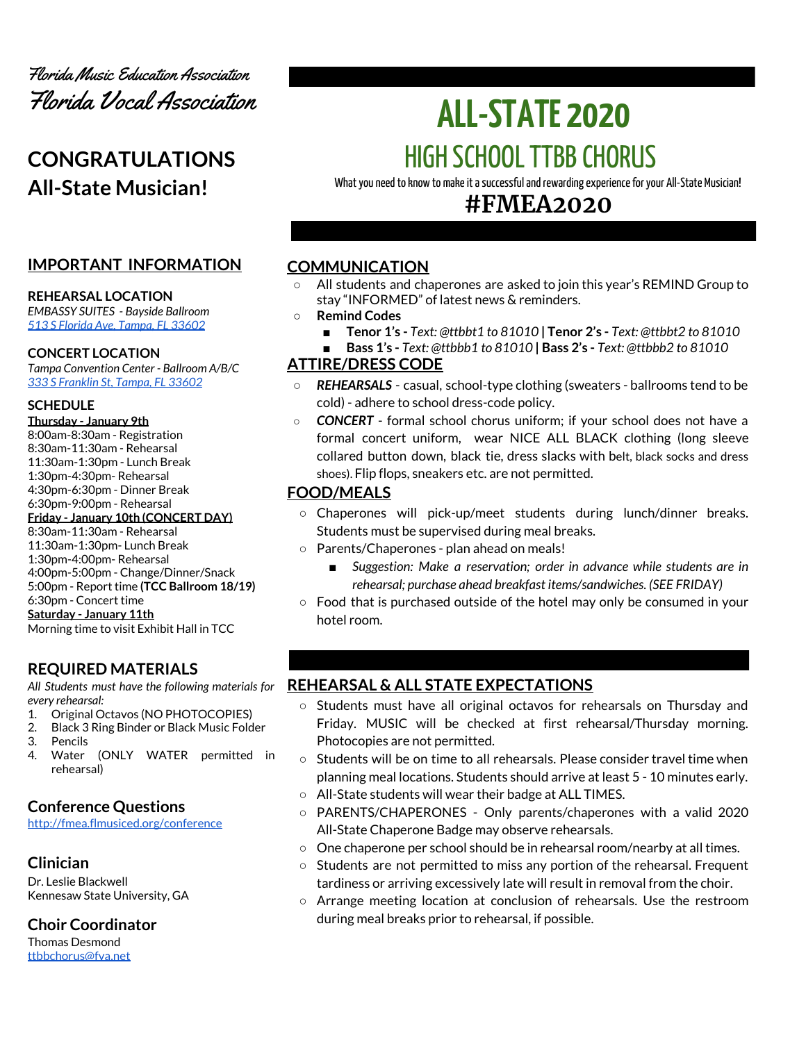Florida Music Education Association

Florida Vocal Association

# ALL-STATE 2020

## HIGH SCHOOL TTBB CHORUS

What you need to know to make it a successful and rewarding experience for your All-State Musician!

## #FMEA2020

## CONGRATULATIONS All-State Musician!

## IMPORTANT INFORMATION

**REHEARSAL LOCATION**

*EMBASSY SUITES - Bayside Ballroom*

*513 S Florida Ave, Tampa, FL 33602*

**CONCERT LOCATION**

*Tampa Convention Center - Ballroom A/B/C*

*333 S Franklin St, Tampa, FL 33602*

**SCHEDULE**

**Thursday - January 9th**

8:00am-8:30am - Registration
8:30am-11:30am - Rehearsal
11:30am-1:30pm - Lunch Break
1:30pm-4:30pm- Rehearsal
4:30pm-6:30pm - Dinner Break
6:30pm-9:00pm - Rehearsal

**Friday - January 10th (CONCERT DAY)**

8:30am-11:30am - Rehearsal
11:30am-1:30pm- Lunch Break
1:30pm-4:00pm- Rehearsal
4:00pm-5:00pm - Change/Dinner/Snack
5:00pm - Report time **(TCC Ballroom 18/19)**
6:30pm - Concert time

**Saturday - January 11th**

Morning time to visit Exhibit Hall in TCC

## REQUIRED MATERIALS

*All Students must have the following materials for every rehearsal:*

1. Original Octavos (NO PHOTOCOPIES)
2. Black 3 Ring Binder or Black Music Folder
3. Pencils
4. Water (ONLY WATER permitted in rehearsal)

## Conference Questions

http://fmea.flmusiced.org/conference

## Clinician

Dr. Leslie Blackwell
Kennesaw State University, GA

## Choir Coordinator

Thomas Desmond
ttbbchorus@fva.net

## COMMUNICATION

- All students and chaperones are asked to join this year's REMIND Group to stay "INFORMED" of latest news & reminders.
- **Remind Codes**
  - **Tenor 1's -** *Text: @ttbbt1 to 81010* **| Tenor 2's -** *Text: @ttbbt2 to 81010*
  - **Bass 1's -** *Text: @ttbbb1 to 81010* **| Bass 2's -** *Text: @ttbbb2 to 81010*

## ATTIRE/DRESS CODE

- ***REHEARSALS*** - casual, school-type clothing (sweaters - ballrooms tend to be cold) - adhere to school dress-code policy.
- ***CONCERT*** - formal school chorus uniform; if your school does not have a formal concert uniform, wear NICE ALL BLACK clothing (long sleeve collared button down, black tie, dress slacks with belt, black socks and dress shoes). Flip flops, sneakers etc. are not permitted.

## FOOD/MEALS

- Chaperones will pick-up/meet students during lunch/dinner breaks. Students must be supervised during meal breaks.
- Parents/Chaperones - plan ahead on meals!
  - *Suggestion: Make a reservation; order in advance while students are in rehearsal; purchase ahead breakfast items/sandwiches. (SEE FRIDAY)*
- Food that is purchased outside of the hotel may only be consumed in your hotel room.

## REHEARSAL & ALL STATE EXPECTATIONS

- Students must have all original octavos for rehearsals on Thursday and Friday. MUSIC will be checked at first rehearsal/Thursday morning. Photocopies are not permitted.
- Students will be on time to all rehearsals. Please consider travel time when planning meal locations. Students should arrive at least 5 - 10 minutes early.
- All-State students will wear their badge at ALL TIMES.
- PARENTS/CHAPERONES - Only parents/chaperones with a valid 2020 All-State Chaperone Badge may observe rehearsals.
- One chaperone per school should be in rehearsal room/nearby at all times.
- Students are not permitted to miss any portion of the rehearsal. Frequent tardiness or arriving excessively late will result in removal from the choir.
- Arrange meeting location at conclusion of rehearsals. Use the restroom during meal breaks prior to rehearsal, if possible.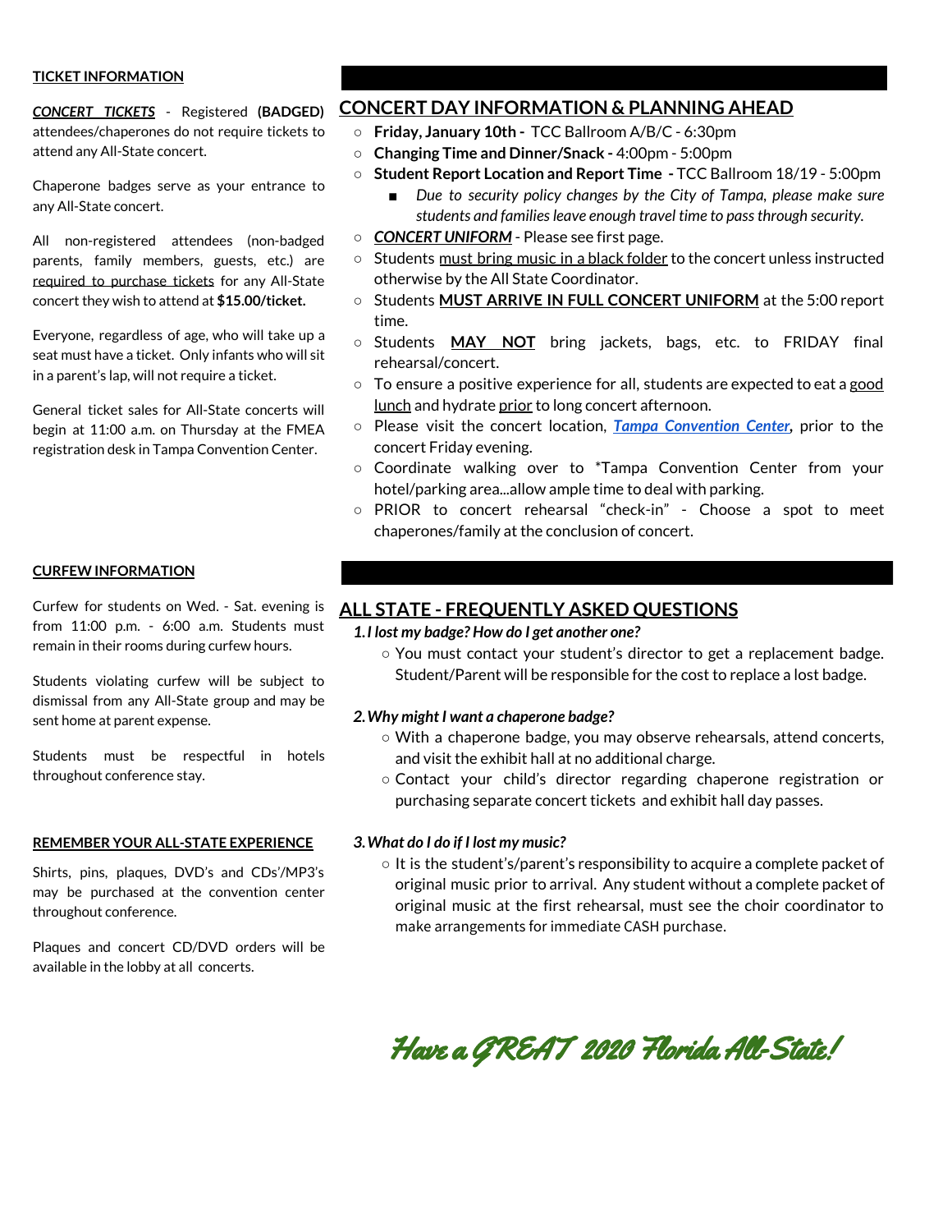## TICKET INFORMATION

***CONCERT TICKETS*** - Registered **(BADGED)** attendees/chaperones do not require tickets to attend any All-State concert.

Chaperone badges serve as your entrance to any All-State concert.

All non-registered attendees (non-badged parents, family members, guests, etc.) are required to purchase tickets for any All-State concert they wish to attend at **$15.00/ticket.**

Everyone, regardless of age, who will take up a seat must have a ticket. Only infants who will sit in a parent's lap, will not require a ticket.

General ticket sales for All-State concerts will begin at 11:00 a.m. on Thursday at the FMEA registration desk in Tampa Convention Center.

## CURFEW INFORMATION

Curfew for students on Wed. - Sat. evening is from 11:00 p.m. - 6:00 a.m. Students must remain in their rooms during curfew hours.

Students violating curfew will be subject to dismissal from any All-State group and may be sent home at parent expense.

Students must be respectful in hotels throughout conference stay.

## REMEMBER YOUR ALL-STATE EXPERIENCE

Shirts, pins, plaques, DVD's and CDs'/MP3's may be purchased at the convention center throughout conference.

Plaques and concert CD/DVD orders will be available in the lobby at all concerts.

## CONCERT DAY INFORMATION & PLANNING AHEAD

- **Friday, January 10th -** TCC Ballroom A/B/C - 6:30pm
- **Changing Time and Dinner/Snack -** 4:00pm - 5:00pm
- **Student Report Location and Report Time -** TCC Ballroom 18/19 - 5:00pm
  - *Due to security policy changes by the City of Tampa, please make sure students and families leave enough travel time to pass through security.*
- ***CONCERT UNIFORM*** - Please see first page.
- Students must bring music in a black folder to the concert unless instructed otherwise by the All State Coordinator.
- Students **MUST ARRIVE IN FULL CONCERT UNIFORM** at the 5:00 report time.
- Students **MAY NOT** bring jackets, bags, etc. to FRIDAY final rehearsal/concert.
- To ensure a positive experience for all, students are expected to eat a good lunch and hydrate prior to long concert afternoon.
- Please visit the concert location, ***Tampa Convention Center***, prior to the concert Friday evening.
- Coordinate walking over to *Tampa Convention Center from your hotel/parking area...allow ample time to deal with parking.
- PRIOR to concert rehearsal "check-in" - Choose a spot to meet chaperones/family at the conclusion of concert.

## ALL STATE - FREQUENTLY ASKED QUESTIONS

***1. I lost my badge? How do I get another one?***

- You must contact your student's director to get a replacement badge. Student/Parent will be responsible for the cost to replace a lost badge.

***2. Why might I want a chaperone badge?***

- With a chaperone badge, you may observe rehearsals, attend concerts, and visit the exhibit hall at no additional charge.
- Contact your child's director regarding chaperone registration or purchasing separate concert tickets and exhibit hall day passes.

***3. What do I do if I lost my music?***

- It is the student's/parent's responsibility to acquire a complete packet of original music prior to arrival. Any student without a complete packet of original music at the first rehearsal, must see the choir coordinator to make arrangements for immediate CASH purchase.

*Have a GREAT 2020 Florida All-State!*